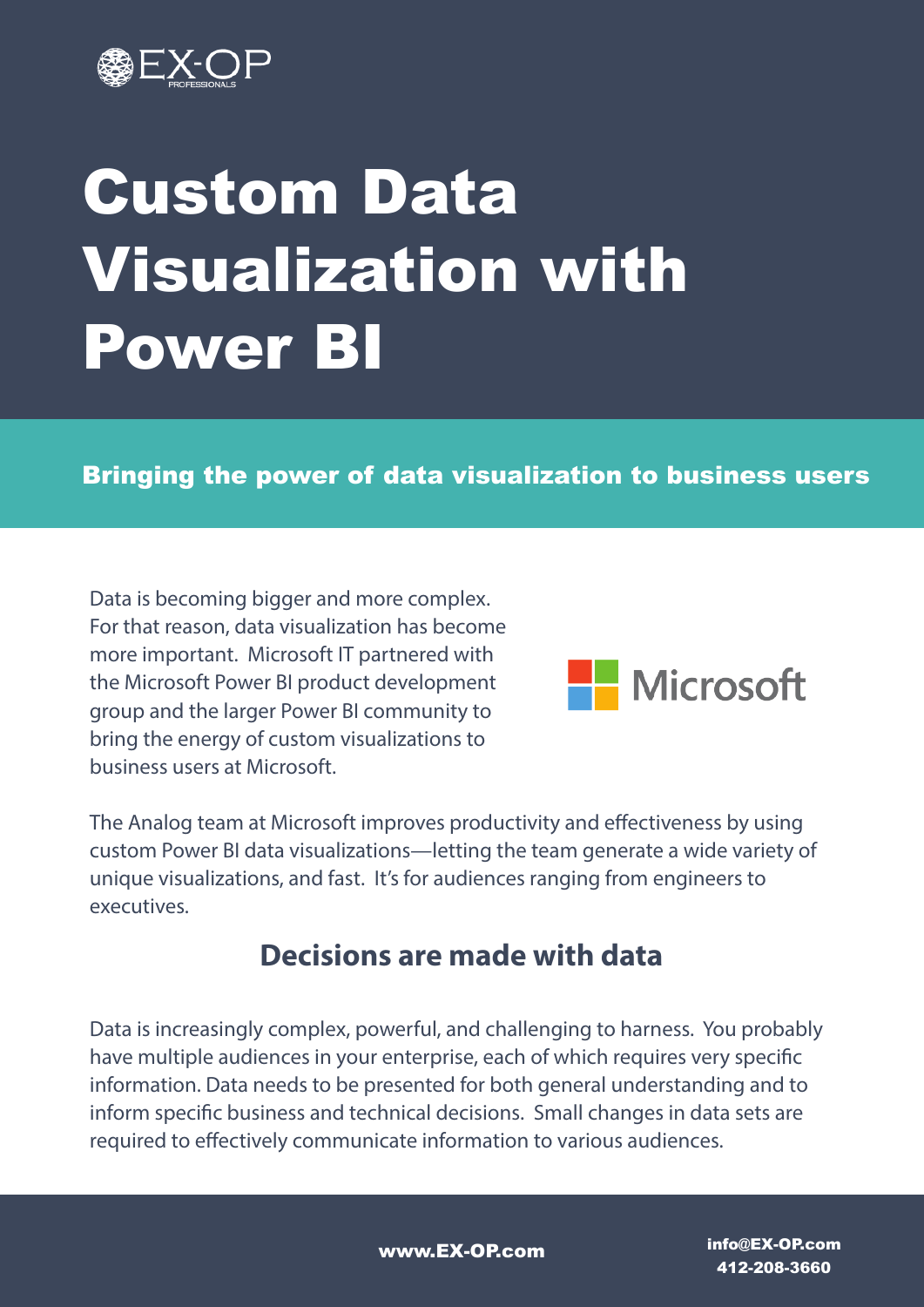# Custom Data Visualization with Power BI

**Bringing the power of data visualization to business users**

Data is becoming bigger and more complex. For that reason, data visualization has become more important. Microsoft IT partnered with the Microsoft Power BI product development group and the larger Power BI community to bring the energy of custom visualizations to business users at Microsoft.

The Analog team at Microsoft improves productivity and effectiveness by using custom Power BI data visualizations—letting the team generate a wide variety of unique visualizations, and fast. It's for audiences ranging from engineers to executives.

## Decisions are made with data

Data is increasingly complex, powerful, and challenging to harness. You probably have multiple audiences in your enterprise, each of which requires very specific information. Data needs to be presented for both general understanding and to inform specific business and technical decisions. Small changes in data sets are required to effectively communicate information to various audiences.

www.EX-OP.com

info@EX-OP.com
412-208-3660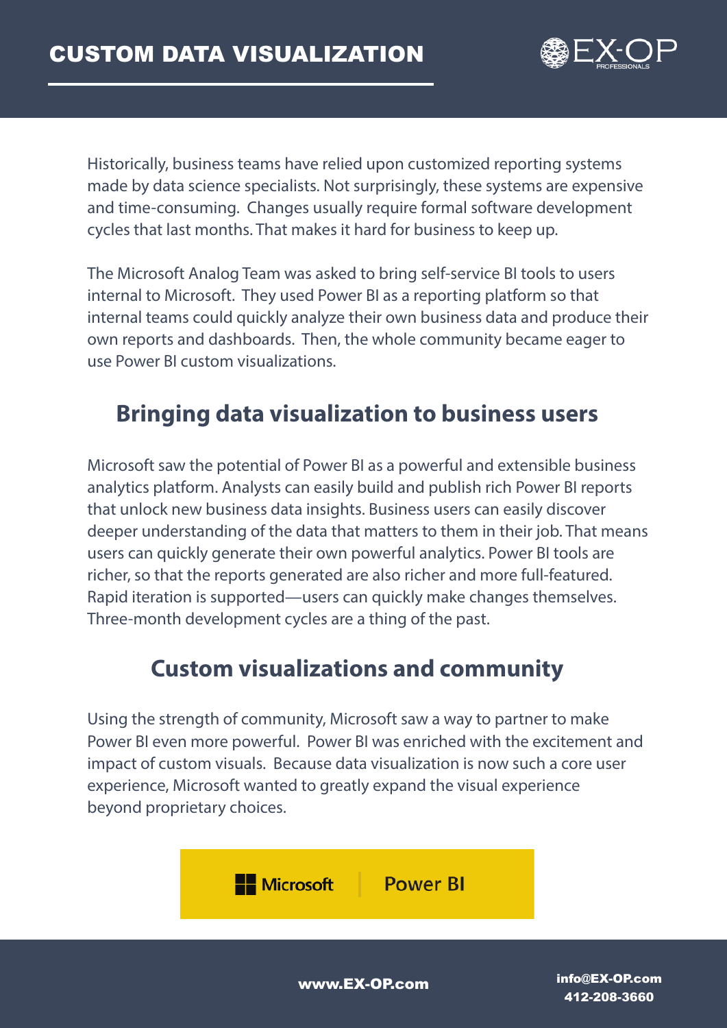# CUSTOM DATA VISUALIZATION

Historically, business teams have relied upon customized reporting systems made by data science specialists. Not surprisingly, these systems are expensive and time-consuming. Changes usually require formal software development cycles that last months. That makes it hard for business to keep up.

The Microsoft Analog Team was asked to bring self-service BI tools to users internal to Microsoft. They used Power BI as a reporting platform so that internal teams could quickly analyze their own business data and produce their own reports and dashboards. Then, the whole community became eager to use Power BI custom visualizations.

## Bringing data visualization to business users

Microsoft saw the potential of Power BI as a powerful and extensible business analytics platform. Analysts can easily build and publish rich Power BI reports that unlock new business data insights. Business users can easily discover deeper understanding of the data that matters to them in their job. That means users can quickly generate their own powerful analytics. Power BI tools are richer, so that the reports generated are also richer and more full-featured. Rapid iteration is supported—users can quickly make changes themselves. Three-month development cycles are a thing of the past.

## Custom visualizations and community

Using the strength of community, Microsoft saw a way to partner to make Power BI even more powerful. Power BI was enriched with the excitement and impact of custom visuals. Because data visualization is now such a core user experience, Microsoft wanted to greatly expand the visual experience beyond proprietary choices.

Microsoft | Power BI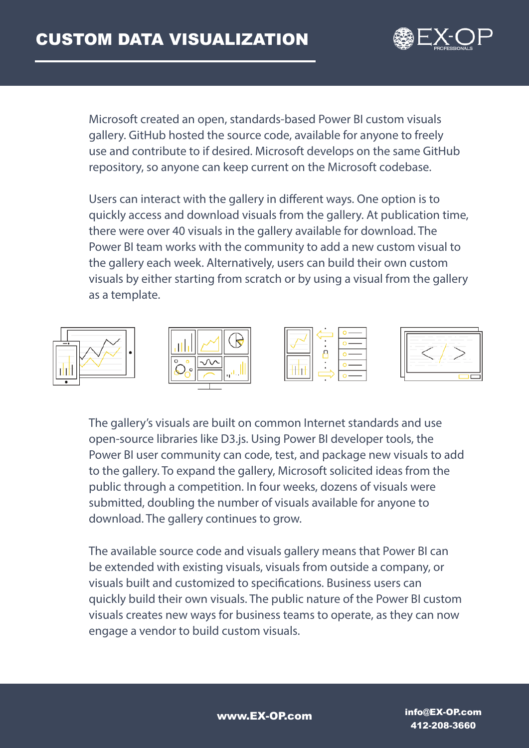# CUSTOM DATA VISUALIZATION

Microsoft created an open, standards-based Power BI custom visuals gallery. GitHub hosted the source code, available for anyone to freely use and contribute to if desired. Microsoft develops on the same GitHub repository, so anyone can keep current on the Microsoft codebase.

Users can interact with the gallery in different ways. One option is to quickly access and download visuals from the gallery. At publication time, there were over 40 visuals in the gallery available for download. The Power BI team works with the community to add a new custom visual to the gallery each week. Alternatively, users can build their own custom visuals by either starting from scratch or by using a visual from the gallery as a template.

The gallery's visuals are built on common Internet standards and use open-source libraries like D3.js. Using Power BI developer tools, the Power BI user community can code, test, and package new visuals to add to the gallery. To expand the gallery, Microsoft solicited ideas from the public through a competition. In four weeks, dozens of visuals were submitted, doubling the number of visuals available for anyone to download. The gallery continues to grow.

The available source code and visuals gallery means that Power BI can be extended with existing visuals, visuals from outside a company, or visuals built and customized to specifications. Business users can quickly build their own visuals. The public nature of the Power BI custom visuals creates new ways for business teams to operate, as they can now engage a vendor to build custom visuals.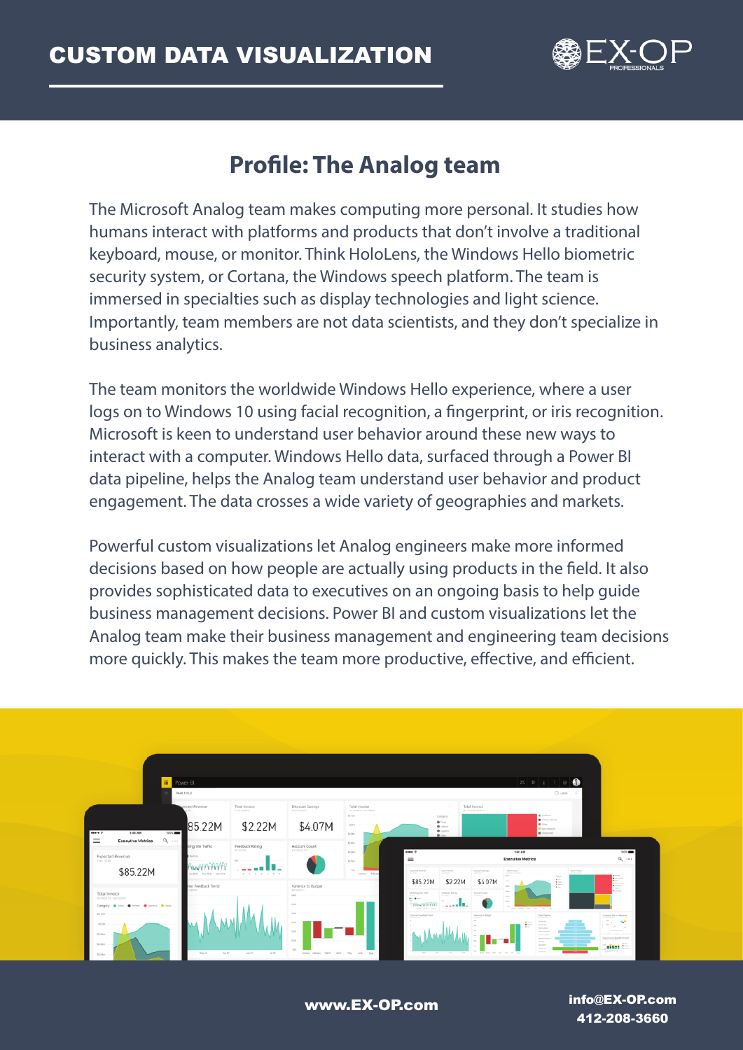# CUSTOM DATA VISUALIZATION

## Profile: The Analog team

The Microsoft Analog team makes computing more personal. It studies how humans interact with platforms and products that don't involve a traditional keyboard, mouse, or monitor. Think HoloLens, the Windows Hello biometric security system, or Cortana, the Windows speech platform. The team is immersed in specialties such as display technologies and light science. Importantly, team members are not data scientists, and they don't specialize in business analytics.

The team monitors the worldwide Windows Hello experience, where a user logs on to Windows 10 using facial recognition, a fingerprint, or iris recognition. Microsoft is keen to understand user behavior around these new ways to interact with a computer. Windows Hello data, surfaced through a Power BI data pipeline, helps the Analog team understand user behavior and product engagement. The data crosses a wide variety of geographies and markets.

Powerful custom visualizations let Analog engineers make more informed decisions based on how people are actually using products in the field. It also provides sophisticated data to executives on an ongoing basis to help guide business management decisions. Power BI and custom visualizations let the Analog team make their business management and engineering team decisions more quickly. This makes the team more productive, effective, and efficient.

www.EX-OP.com

info@EX-OP.com
412-208-3660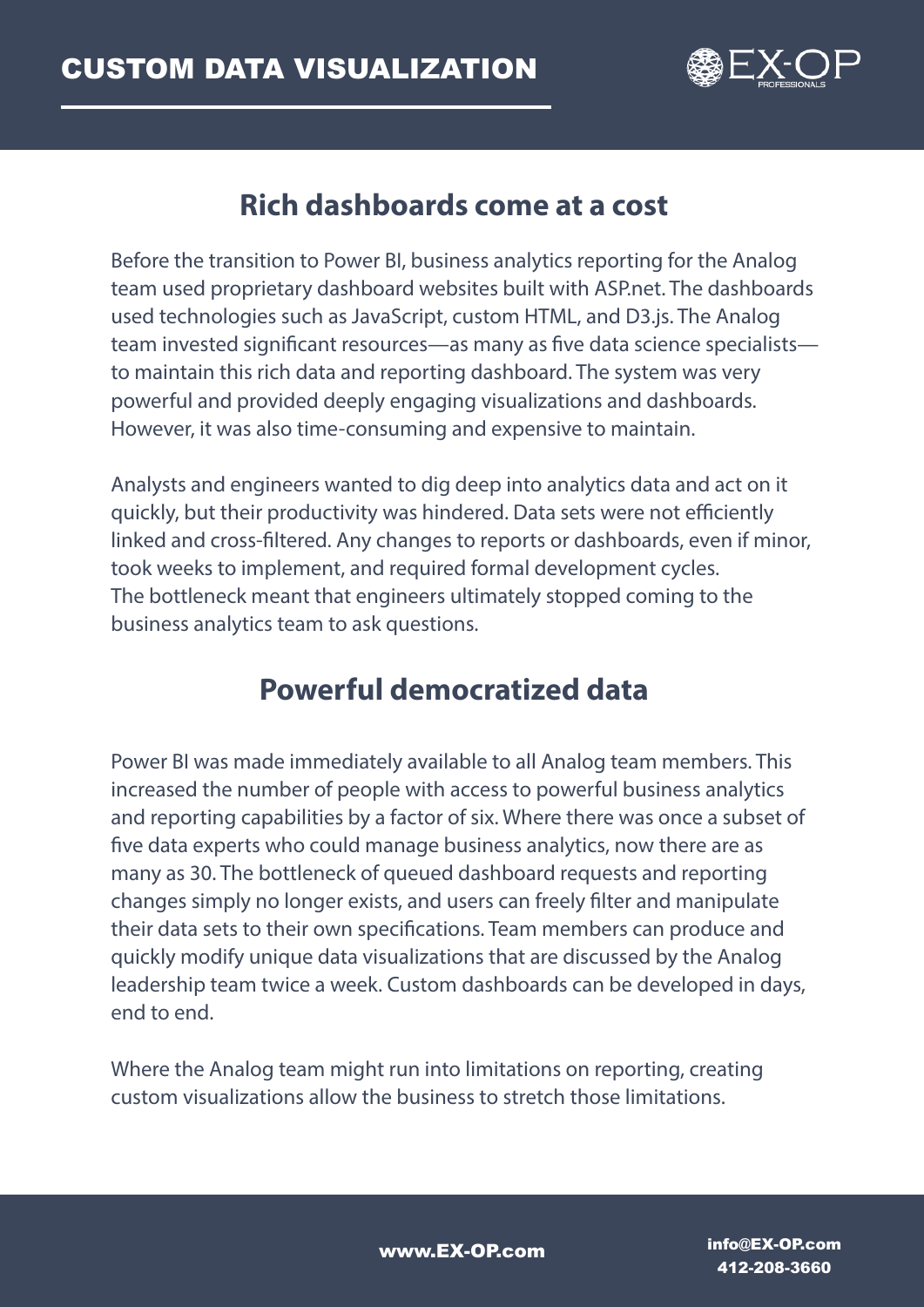# CUSTOM DATA VISUALIZATION

## Rich dashboards come at a cost

Before the transition to Power BI, business analytics reporting for the Analog team used proprietary dashboard websites built with ASP.net. The dashboards used technologies such as JavaScript, custom HTML, and D3.js. The Analog team invested significant resources—as many as five data science specialists—to maintain this rich data and reporting dashboard. The system was very powerful and provided deeply engaging visualizations and dashboards. However, it was also time-consuming and expensive to maintain.

Analysts and engineers wanted to dig deep into analytics data and act on it quickly, but their productivity was hindered. Data sets were not efficiently linked and cross-filtered. Any changes to reports or dashboards, even if minor, took weeks to implement, and required formal development cycles. The bottleneck meant that engineers ultimately stopped coming to the business analytics team to ask questions.

## Powerful democratized data

Power BI was made immediately available to all Analog team members. This increased the number of people with access to powerful business analytics and reporting capabilities by a factor of six. Where there was once a subset of five data experts who could manage business analytics, now there are as many as 30. The bottleneck of queued dashboard requests and reporting changes simply no longer exists, and users can freely filter and manipulate their data sets to their own specifications. Team members can produce and quickly modify unique data visualizations that are discussed by the Analog leadership team twice a week. Custom dashboards can be developed in days, end to end.

Where the Analog team might run into limitations on reporting, creating custom visualizations allow the business to stretch those limitations.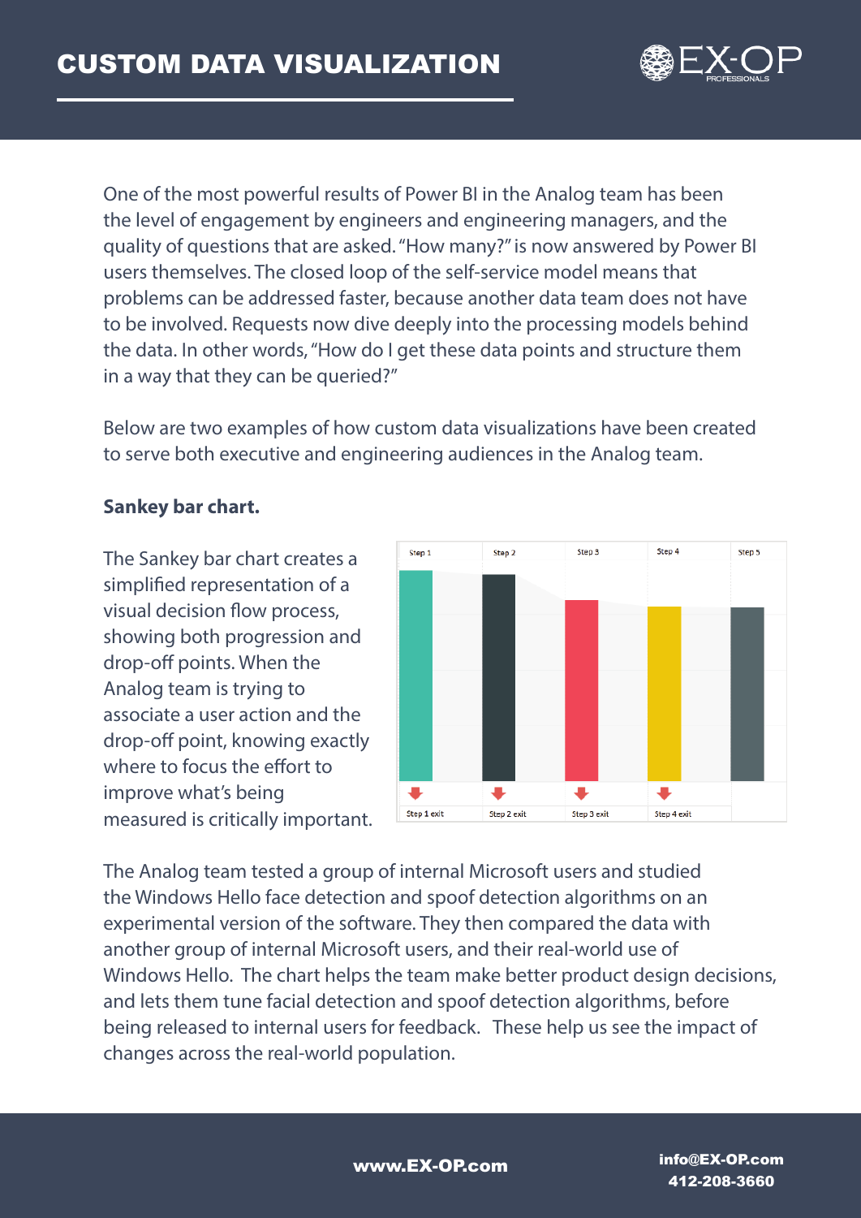# CUSTOM DATA VISUALIZATION

One of the most powerful results of Power BI in the Analog team has been the level of engagement by engineers and engineering managers, and the quality of questions that are asked. "How many?" is now answered by Power BI users themselves. The closed loop of the self-service model means that problems can be addressed faster, because another data team does not have to be involved. Requests now dive deeply into the processing models behind the data. In other words, "How do I get these data points and structure them in a way that they can be queried?"

Below are two examples of how custom data visualizations have been created to serve both executive and engineering audiences in the Analog team.

**Sankey bar chart.**

The Sankey bar chart creates a simplified representation of a visual decision flow process, showing both progression and drop-off points. When the Analog team is trying to associate a user action and the drop-off point, knowing exactly where to focus the effort to improve what's being measured is critically important.

The Analog team tested a group of internal Microsoft users and studied the Windows Hello face detection and spoof detection algorithms on an experimental version of the software. They then compared the data with another group of internal Microsoft users, and their real-world use of Windows Hello. The chart helps the team make better product design decisions, and lets them tune facial detection and spoof detection algorithms, before being released to internal users for feedback. These help us see the impact of changes across the real-world population.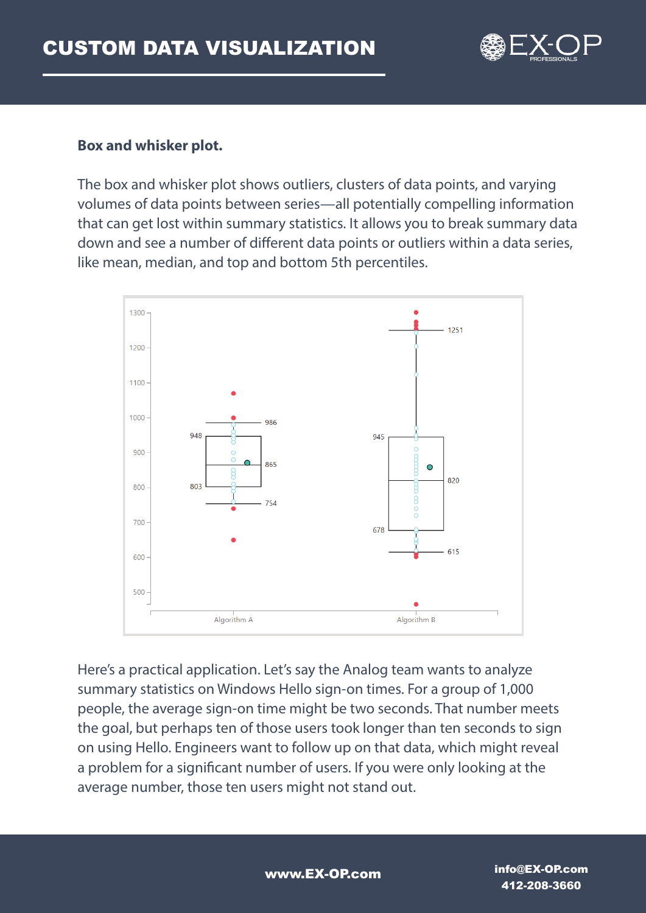# CUSTOM DATA VISUALIZATION

**Box and whisker plot.**

The box and whisker plot shows outliers, clusters of data points, and varying volumes of data points between series—all potentially compelling information that can get lost within summary statistics. It allows you to break summary data down and see a number of different data points or outliers within a data series, like mean, median, and top and bottom 5th percentiles.

Here's a practical application. Let's say the Analog team wants to analyze summary statistics on Windows Hello sign-on times. For a group of 1,000 people, the average sign-on time might be two seconds. That number meets the goal, but perhaps ten of those users took longer than ten seconds to sign on using Hello. Engineers want to follow up on that data, which might reveal a problem for a significant number of users. If you were only looking at the average number, those ten users might not stand out.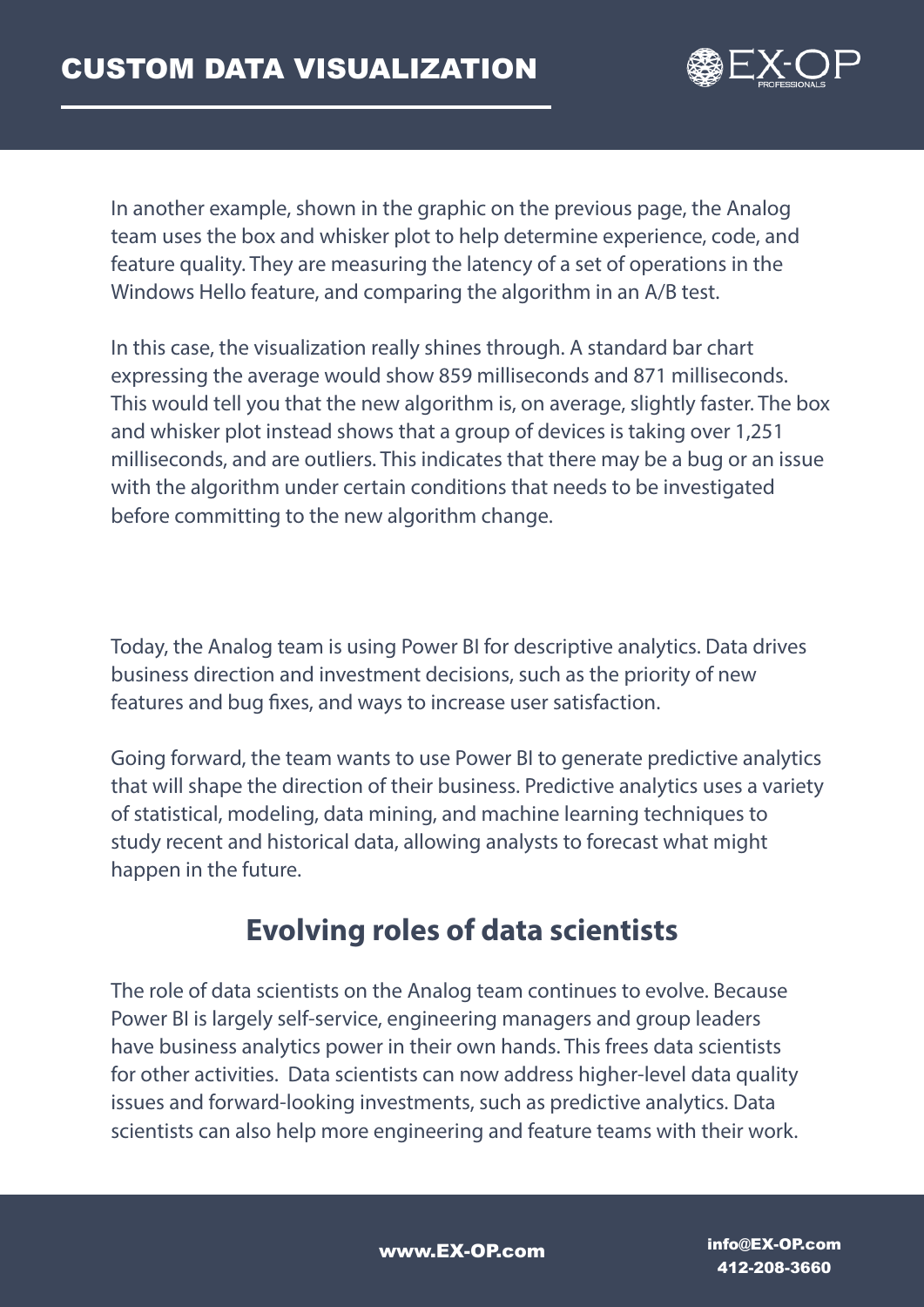In another example, shown in the graphic on the previous page, the Analog team uses the box and whisker plot to help determine experience, code, and feature quality. They are measuring the latency of a set of operations in the Windows Hello feature, and comparing the algorithm in an A/B test.

In this case, the visualization really shines through. A standard bar chart expressing the average would show 859 milliseconds and 871 milliseconds. This would tell you that the new algorithm is, on average, slightly faster. The box and whisker plot instead shows that a group of devices is taking over 1,251 milliseconds, and are outliers. This indicates that there may be a bug or an issue with the algorithm under certain conditions that needs to be investigated before committing to the new algorithm change.

Today, the Analog team is using Power BI for descriptive analytics. Data drives business direction and investment decisions, such as the priority of new features and bug fixes, and ways to increase user satisfaction.

Going forward, the team wants to use Power BI to generate predictive analytics that will shape the direction of their business. Predictive analytics uses a variety of statistical, modeling, data mining, and machine learning techniques to study recent and historical data, allowing analysts to forecast what might happen in the future.

## Evolving roles of data scientists

The role of data scientists on the Analog team continues to evolve. Because Power BI is largely self-service, engineering managers and group leaders have business analytics power in their own hands. This frees data scientists for other activities. Data scientists can now address higher-level data quality issues and forward-looking investments, such as predictive analytics. Data scientists can also help more engineering and feature teams with their work.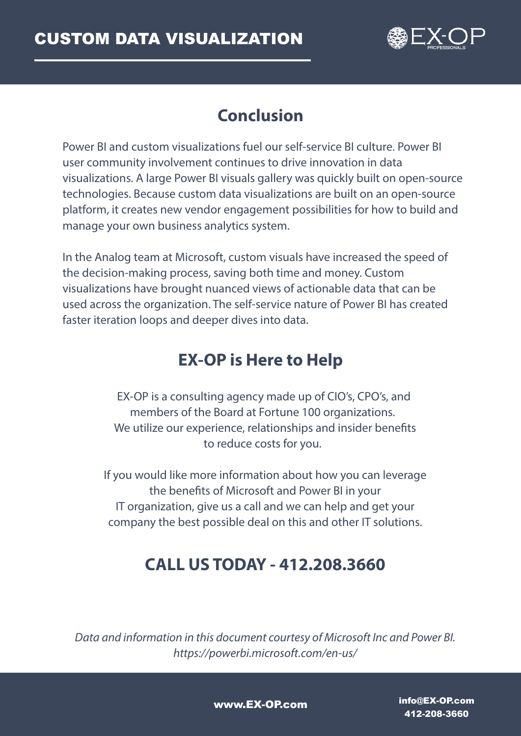## Conclusion

Power BI and custom visualizations fuel our self-service BI culture. Power BI user community involvement continues to drive innovation in data visualizations. A large Power BI visuals gallery was quickly built on open-source technologies. Because custom data visualizations are built on an open-source platform, it creates new vendor engagement possibilities for how to build and manage your own business analytics system.

In the Analog team at Microsoft, custom visuals have increased the speed of the decision-making process, saving both time and money. Custom visualizations have brought nuanced views of actionable data that can be used across the organization. The self-service nature of Power BI has created faster iteration loops and deeper dives into data.

## EX-OP is Here to Help

EX-OP is a consulting agency made up of CIO's, CPO's, and members of the Board at Fortune 100 organizations. We utilize our experience, relationships and insider benefits to reduce costs for you.

If you would like more information about how you can leverage the benefits of Microsoft and Power BI in your IT organization, give us a call and we can help and get your company the best possible deal on this and other IT solutions.

## CALL US TODAY - 412.208.3660

*Data and information in this document courtesy of Microsoft Inc and Power BI.*
*https://powerbi.microsoft.com/en-us/*